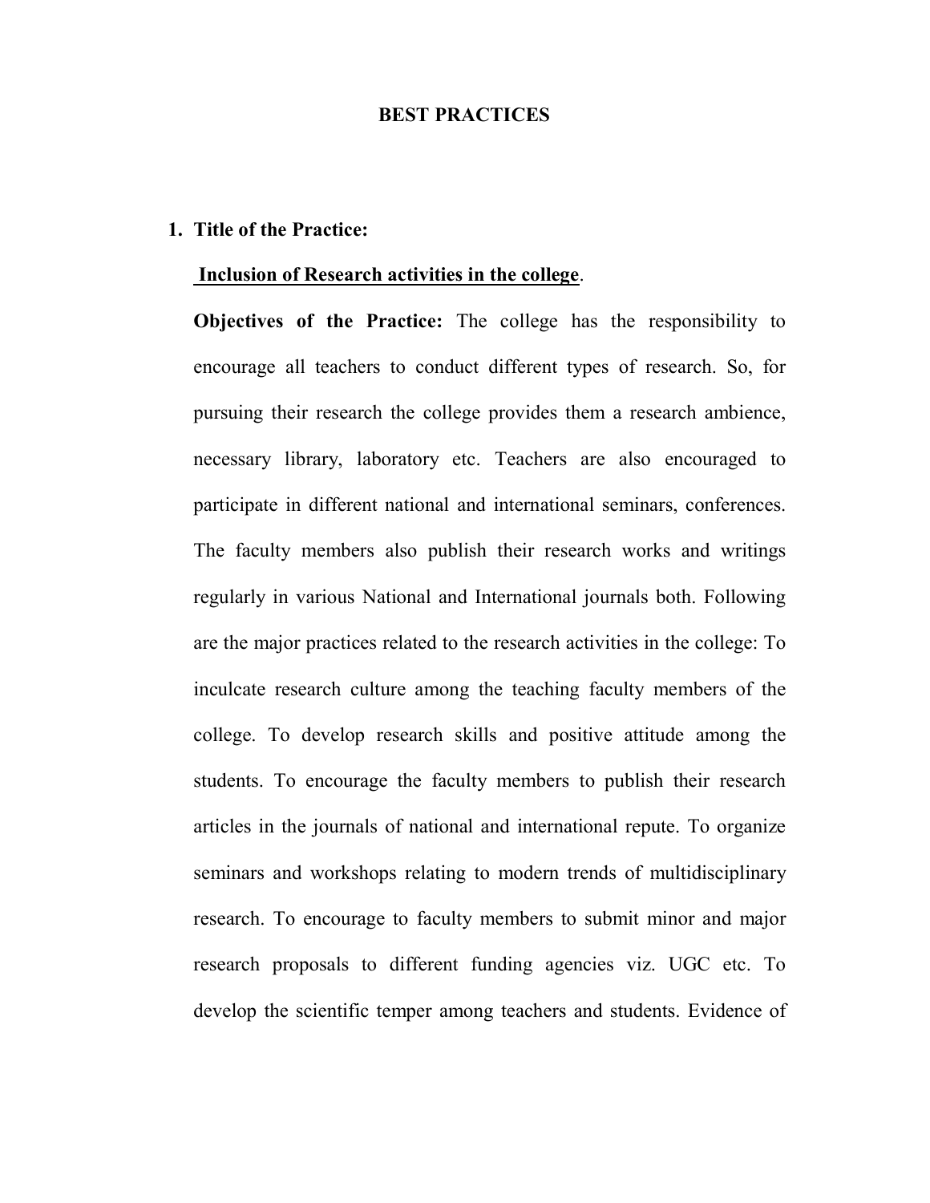# BEST PRACTICES

1. **Title of the Practice:**

   **Inclusion of Research activities in the college**.

   **Objectives of the Practice:** The college has the responsibility to encourage all teachers to conduct different types of research. So, for pursuing their research the college provides them a research ambience, necessary library, laboratory etc. Teachers are also encouraged to participate in different national and international seminars, conferences. The faculty members also publish their research works and writings regularly in various National and International journals both. Following are the major practices related to the research activities in the college: To inculcate research culture among the teaching faculty members of the college. To develop research skills and positive attitude among the students. To encourage the faculty members to publish their research articles in the journals of national and international repute. To organize seminars and workshops relating to modern trends of multidisciplinary research. To encourage to faculty members to submit minor and major research proposals to different funding agencies viz. UGC etc. To develop the scientific temper among teachers and students. Evidence of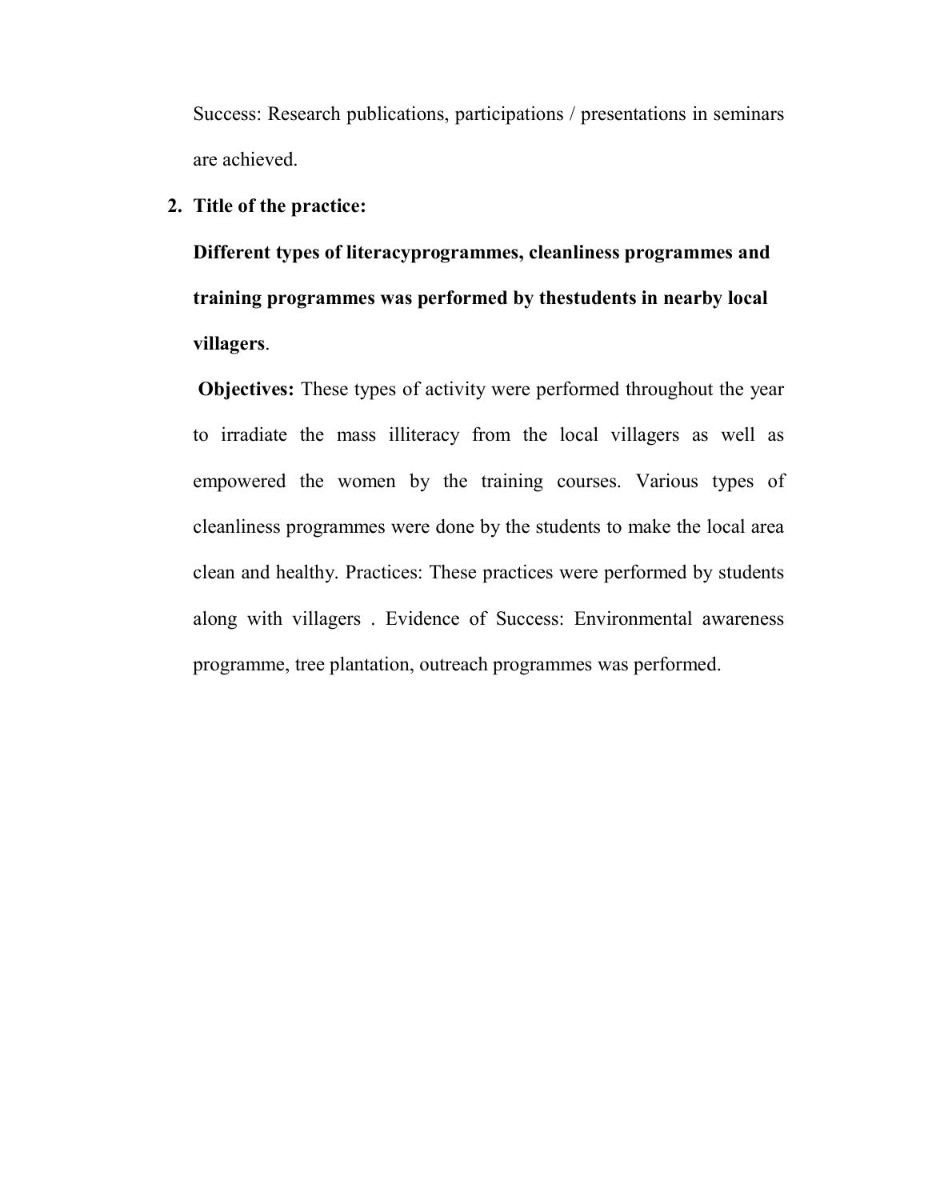Success: Research publications, participations / presentations in seminars are achieved.

2. **Title of the practice:**

   **Different types of literacyprogrammes, cleanliness programmes and training programmes was performed by thestudents in nearby local villagers**.

   **Objectives:** These types of activity were performed throughout the year to irradiate the mass illiteracy from the local villagers as well as empowered the women by the training courses. Various types of cleanliness programmes were done by the students to make the local area clean and healthy. Practices: These practices were performed by students along with villagers . Evidence of Success: Environmental awareness programme, tree plantation, outreach programmes was performed.